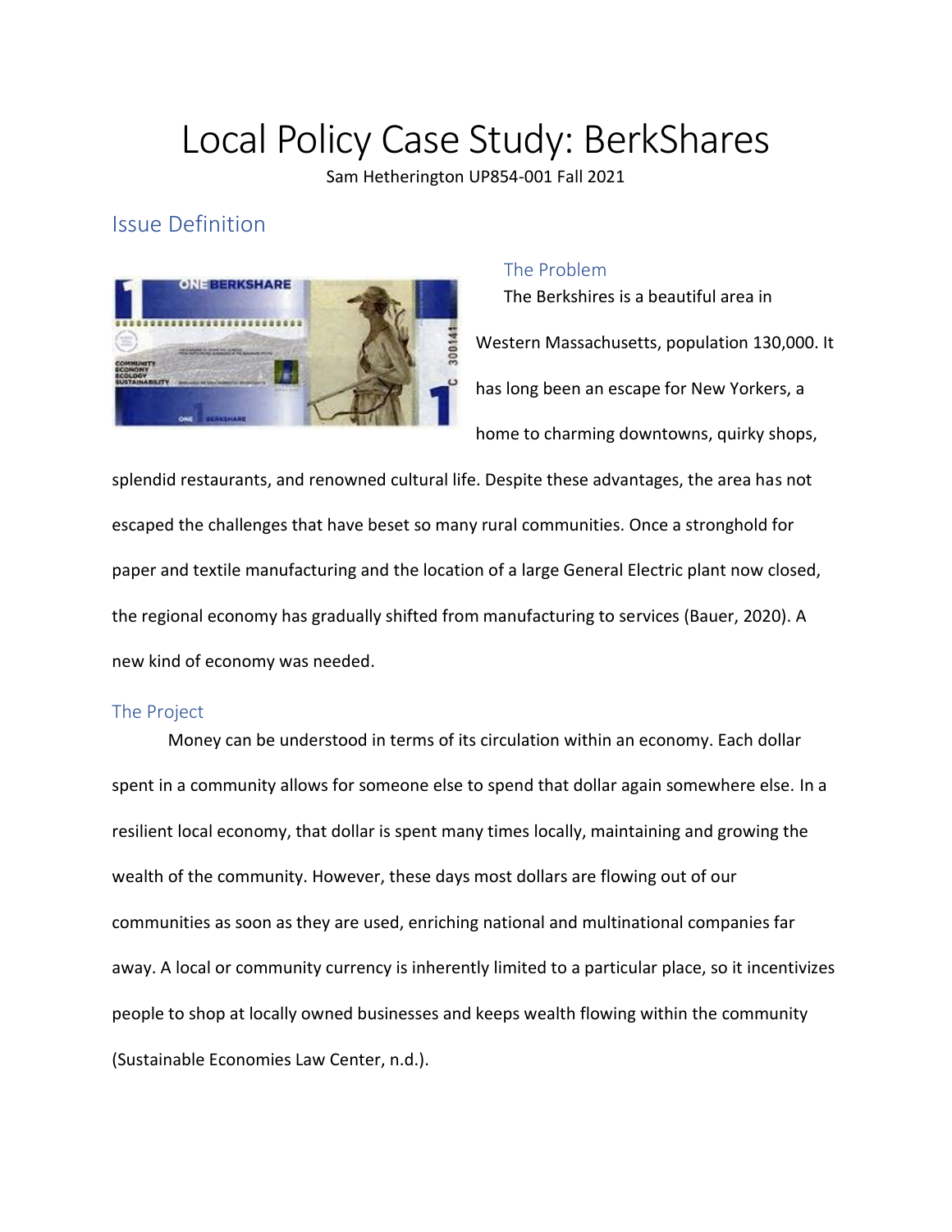# Local Policy Case Study: BerkShares

Sam Hetherington UP854-001 Fall 2021

## Issue Definition

### The Problem

The Berkshires is a beautiful area in Western Massachusetts, population 130,000. It has long been an escape for New Yorkers, a home to charming downtowns, quirky shops, splendid restaurants, and renowned cultural life. Despite these advantages, the area has not escaped the challenges that have beset so many rural communities. Once a stronghold for paper and textile manufacturing and the location of a large General Electric plant now closed, the regional economy has gradually shifted from manufacturing to services (Bauer, 2020). A new kind of economy was needed.

### The Project

Money can be understood in terms of its circulation within an economy. Each dollar spent in a community allows for someone else to spend that dollar again somewhere else. In a resilient local economy, that dollar is spent many times locally, maintaining and growing the wealth of the community. However, these days most dollars are flowing out of our communities as soon as they are used, enriching national and multinational companies far away. A local or community currency is inherently limited to a particular place, so it incentivizes people to shop at locally owned businesses and keeps wealth flowing within the community (Sustainable Economies Law Center, n.d.).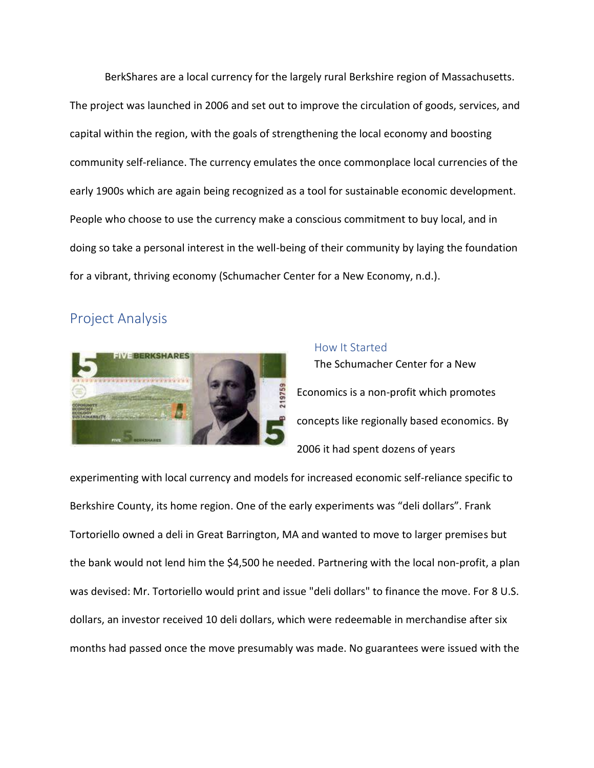BerkShares are a local currency for the largely rural Berkshire region of Massachusetts. The project was launched in 2006 and set out to improve the circulation of goods, services, and capital within the region, with the goals of strengthening the local economy and boosting community self-reliance. The currency emulates the once commonplace local currencies of the early 1900s which are again being recognized as a tool for sustainable economic development. People who choose to use the currency make a conscious commitment to buy local, and in doing so take a personal interest in the well-being of their community by laying the foundation for a vibrant, thriving economy (Schumacher Center for a New Economy, n.d.).

## Project Analysis

### How It Started

The Schumacher Center for a New Economics is a non-profit which promotes concepts like regionally based economics. By 2006 it had spent dozens of years experimenting with local currency and models for increased economic self-reliance specific to Berkshire County, its home region. One of the early experiments was "deli dollars". Frank Tortoriello owned a deli in Great Barrington, MA and wanted to move to larger premises but the bank would not lend him the $4,500 he needed. Partnering with the local non-profit, a plan was devised: Mr. Tortoriello would print and issue "deli dollars" to finance the move. For 8 U.S. dollars, an investor received 10 deli dollars, which were redeemable in merchandise after six months had passed once the move presumably was made. No guarantees were issued with the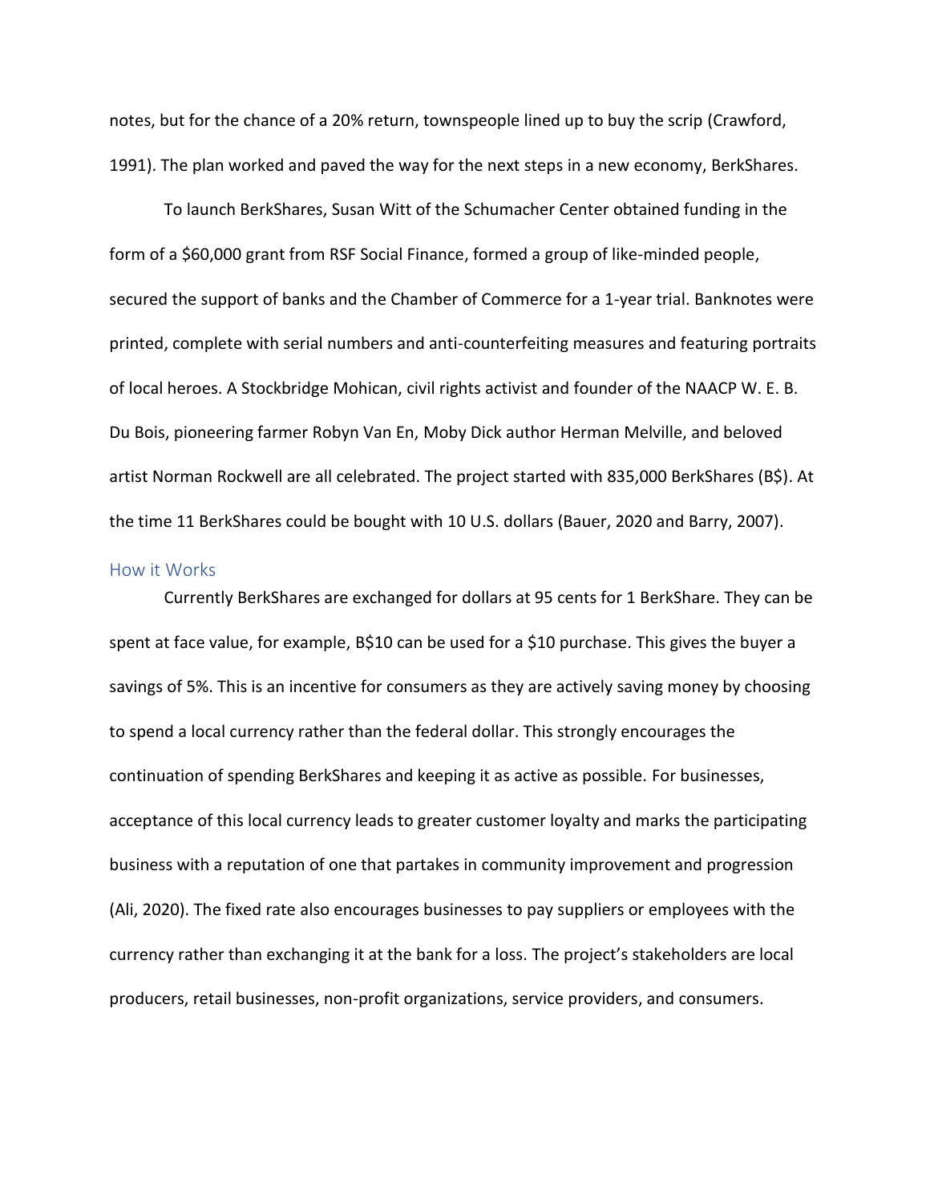notes, but for the chance of a 20% return, townspeople lined up to buy the scrip (Crawford, 1991). The plan worked and paved the way for the next steps in a new economy, BerkShares.

To launch BerkShares, Susan Witt of the Schumacher Center obtained funding in the form of a $60,000 grant from RSF Social Finance, formed a group of like-minded people, secured the support of banks and the Chamber of Commerce for a 1-year trial. Banknotes were printed, complete with serial numbers and anti-counterfeiting measures and featuring portraits of local heroes. A Stockbridge Mohican, civil rights activist and founder of the NAACP W. E. B. Du Bois, pioneering farmer Robyn Van En, Moby Dick author Herman Melville, and beloved artist Norman Rockwell are all celebrated. The project started with 835,000 BerkShares (B$). At the time 11 BerkShares could be bought with 10 U.S. dollars (Bauer, 2020 and Barry, 2007).

## How it Works

Currently BerkShares are exchanged for dollars at 95 cents for 1 BerkShare. They can be spent at face value, for example, B$10 can be used for a $10 purchase. This gives the buyer a savings of 5%. This is an incentive for consumers as they are actively saving money by choosing to spend a local currency rather than the federal dollar. This strongly encourages the continuation of spending BerkShares and keeping it as active as possible. For businesses, acceptance of this local currency leads to greater customer loyalty and marks the participating business with a reputation of one that partakes in community improvement and progression (Ali, 2020). The fixed rate also encourages businesses to pay suppliers or employees with the currency rather than exchanging it at the bank for a loss. The project's stakeholders are local producers, retail businesses, non-profit organizations, service providers, and consumers.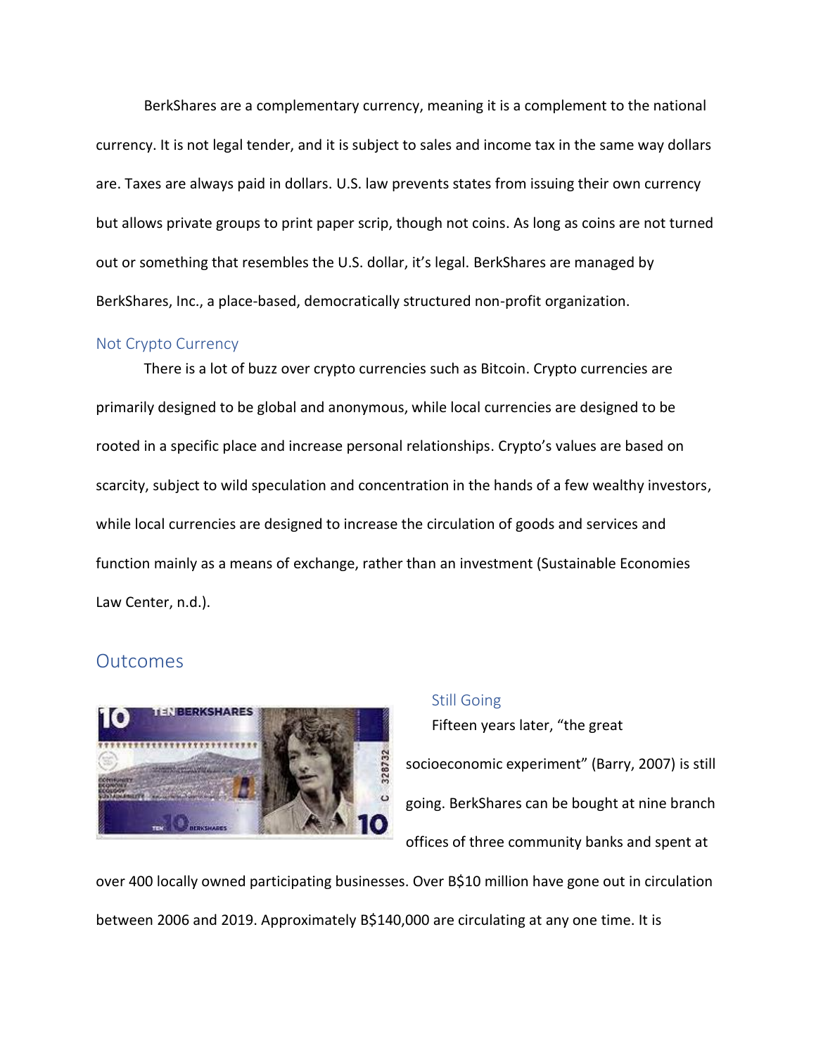BerkShares are a complementary currency, meaning it is a complement to the national currency. It is not legal tender, and it is subject to sales and income tax in the same way dollars are. Taxes are always paid in dollars. U.S. law prevents states from issuing their own currency but allows private groups to print paper scrip, though not coins. As long as coins are not turned out or something that resembles the U.S. dollar, it's legal. BerkShares are managed by BerkShares, Inc., a place-based, democratically structured non-profit organization.

### Not Crypto Currency

There is a lot of buzz over crypto currencies such as Bitcoin. Crypto currencies are primarily designed to be global and anonymous, while local currencies are designed to be rooted in a specific place and increase personal relationships. Crypto's values are based on scarcity, subject to wild speculation and concentration in the hands of a few wealthy investors, while local currencies are designed to increase the circulation of goods and services and function mainly as a means of exchange, rather than an investment (Sustainable Economies Law Center, n.d.).

## Outcomes

### Still Going

Fifteen years later, "the great socioeconomic experiment" (Barry, 2007) is still going. BerkShares can be bought at nine branch offices of three community banks and spent at over 400 locally owned participating businesses. Over B$10 million have gone out in circulation between 2006 and 2019. Approximately B$140,000 are circulating at any one time. It is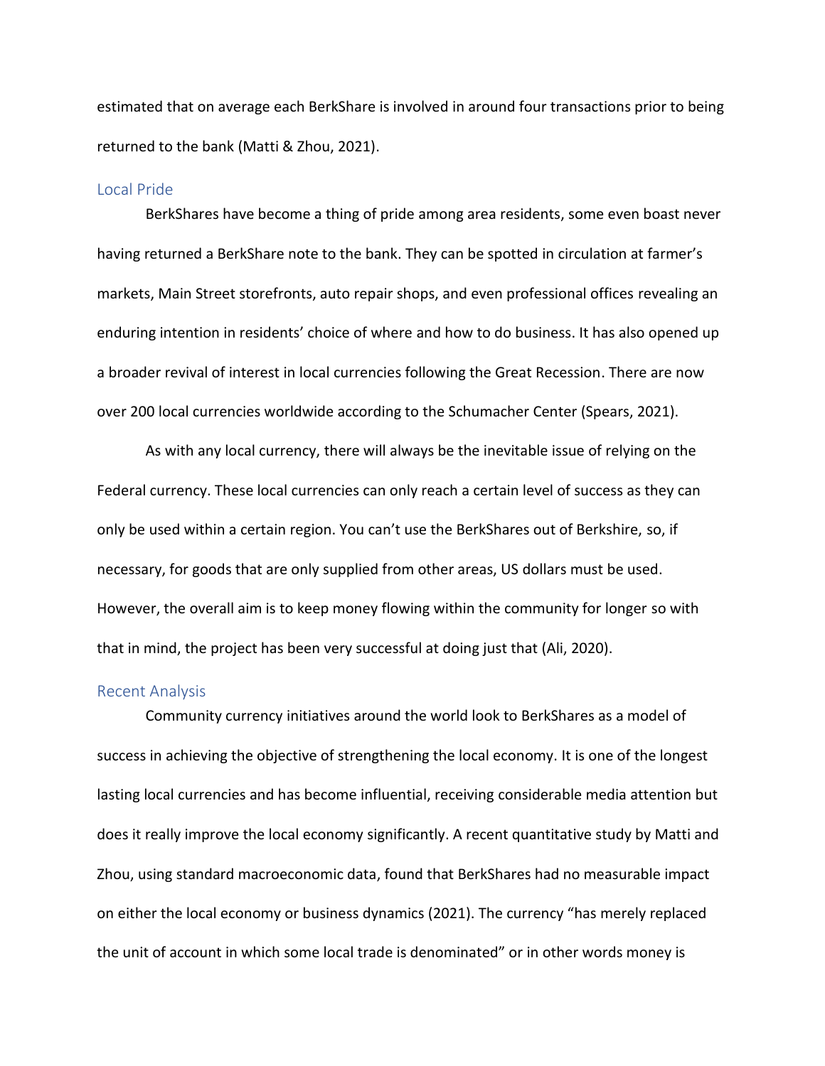estimated that on average each BerkShare is involved in around four transactions prior to being returned to the bank (Matti & Zhou, 2021).

### Local Pride

BerkShares have become a thing of pride among area residents, some even boast never having returned a BerkShare note to the bank. They can be spotted in circulation at farmer's markets, Main Street storefronts, auto repair shops, and even professional offices revealing an enduring intention in residents' choice of where and how to do business. It has also opened up a broader revival of interest in local currencies following the Great Recession. There are now over 200 local currencies worldwide according to the Schumacher Center (Spears, 2021).

As with any local currency, there will always be the inevitable issue of relying on the Federal currency. These local currencies can only reach a certain level of success as they can only be used within a certain region. You can't use the BerkShares out of Berkshire, so, if necessary, for goods that are only supplied from other areas, US dollars must be used. However, the overall aim is to keep money flowing within the community for longer so with that in mind, the project has been very successful at doing just that (Ali, 2020).

### Recent Analysis

Community currency initiatives around the world look to BerkShares as a model of success in achieving the objective of strengthening the local economy. It is one of the longest lasting local currencies and has become influential, receiving considerable media attention but does it really improve the local economy significantly. A recent quantitative study by Matti and Zhou, using standard macroeconomic data, found that BerkShares had no measurable impact on either the local economy or business dynamics (2021). The currency "has merely replaced the unit of account in which some local trade is denominated" or in other words money is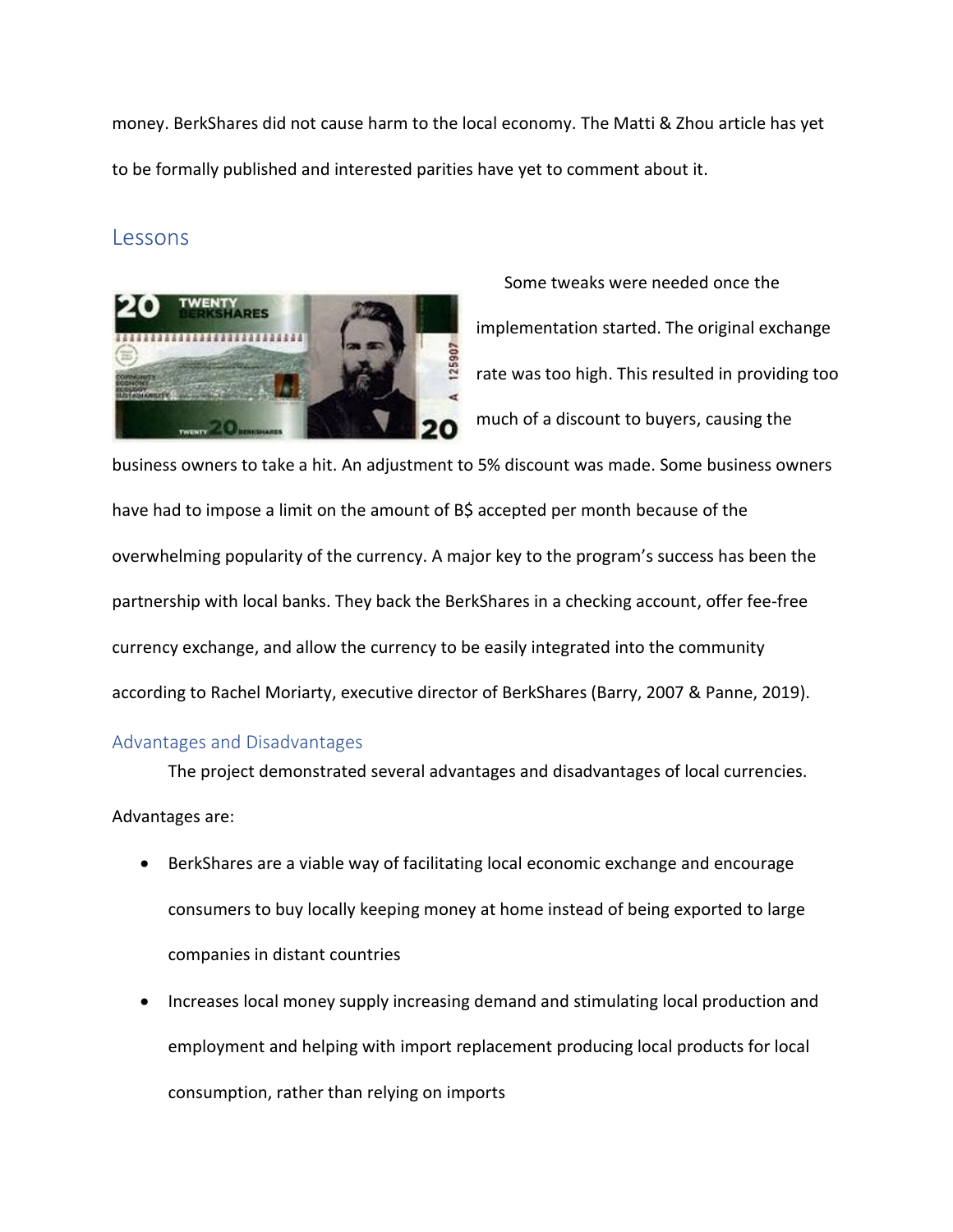money. BerkShares did not cause harm to the local economy. The Matti & Zhou article has yet to be formally published and interested parities have yet to comment about it.

## Lessons

Some tweaks were needed once the implementation started. The original exchange rate was too high. This resulted in providing too much of a discount to buyers, causing the business owners to take a hit. An adjustment to 5% discount was made. Some business owners have had to impose a limit on the amount of B$ accepted per month because of the overwhelming popularity of the currency. A major key to the program's success has been the partnership with local banks. They back the BerkShares in a checking account, offer fee-free currency exchange, and allow the currency to be easily integrated into the community according to Rachel Moriarty, executive director of BerkShares (Barry, 2007 & Panne, 2019).

### Advantages and Disadvantages

The project demonstrated several advantages and disadvantages of local currencies.

Advantages are:

- BerkShares are a viable way of facilitating local economic exchange and encourage consumers to buy locally keeping money at home instead of being exported to large companies in distant countries
- Increases local money supply increasing demand and stimulating local production and employment and helping with import replacement producing local products for local consumption, rather than relying on imports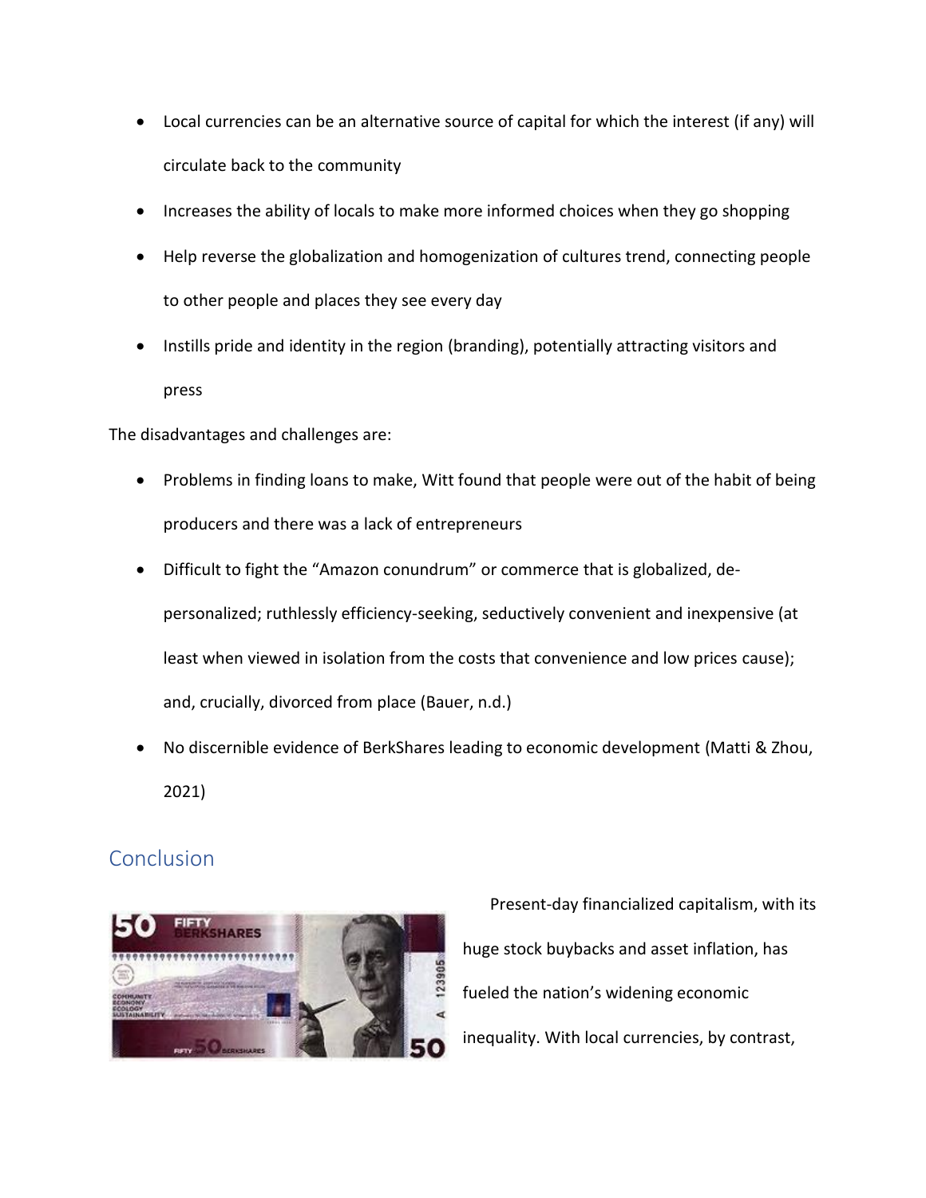- Local currencies can be an alternative source of capital for which the interest (if any) will circulate back to the community
- Increases the ability of locals to make more informed choices when they go shopping
- Help reverse the globalization and homogenization of cultures trend, connecting people to other people and places they see every day
- Instills pride and identity in the region (branding), potentially attracting visitors and press

The disadvantages and challenges are:

- Problems in finding loans to make, Witt found that people were out of the habit of being producers and there was a lack of entrepreneurs
- Difficult to fight the "Amazon conundrum" or commerce that is globalized, de-personalized; ruthlessly efficiency-seeking, seductively convenient and inexpensive (at least when viewed in isolation from the costs that convenience and low prices cause); and, crucially, divorced from place (Bauer, n.d.)
- No discernible evidence of BerkShares leading to economic development (Matti & Zhou, 2021)

## Conclusion

Present-day financialized capitalism, with its huge stock buybacks and asset inflation, has fueled the nation's widening economic inequality. With local currencies, by contrast,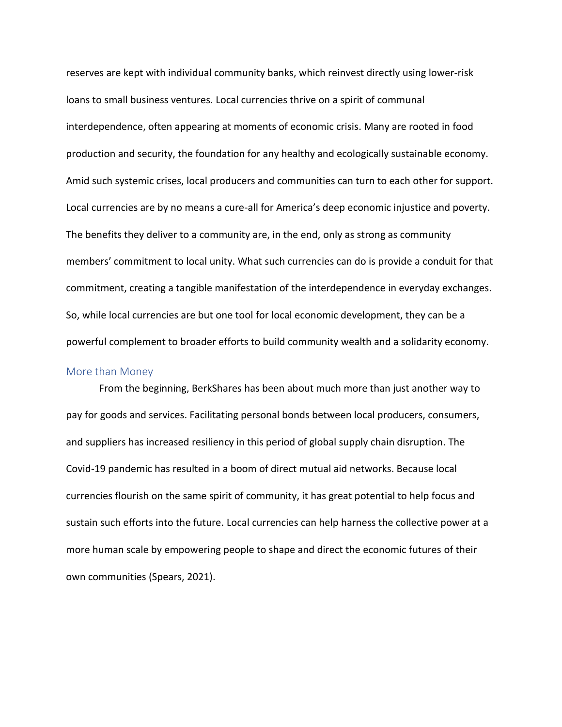reserves are kept with individual community banks, which reinvest directly using lower-risk loans to small business ventures. Local currencies thrive on a spirit of communal interdependence, often appearing at moments of economic crisis. Many are rooted in food production and security, the foundation for any healthy and ecologically sustainable economy. Amid such systemic crises, local producers and communities can turn to each other for support. Local currencies are by no means a cure-all for America's deep economic injustice and poverty. The benefits they deliver to a community are, in the end, only as strong as community members' commitment to local unity. What such currencies can do is provide a conduit for that commitment, creating a tangible manifestation of the interdependence in everyday exchanges. So, while local currencies are but one tool for local economic development, they can be a powerful complement to broader efforts to build community wealth and a solidarity economy.

## More than Money

From the beginning, BerkShares has been about much more than just another way to pay for goods and services. Facilitating personal bonds between local producers, consumers, and suppliers has increased resiliency in this period of global supply chain disruption. The Covid-19 pandemic has resulted in a boom of direct mutual aid networks. Because local currencies flourish on the same spirit of community, it has great potential to help focus and sustain such efforts into the future. Local currencies can help harness the collective power at a more human scale by empowering people to shape and direct the economic futures of their own communities (Spears, 2021).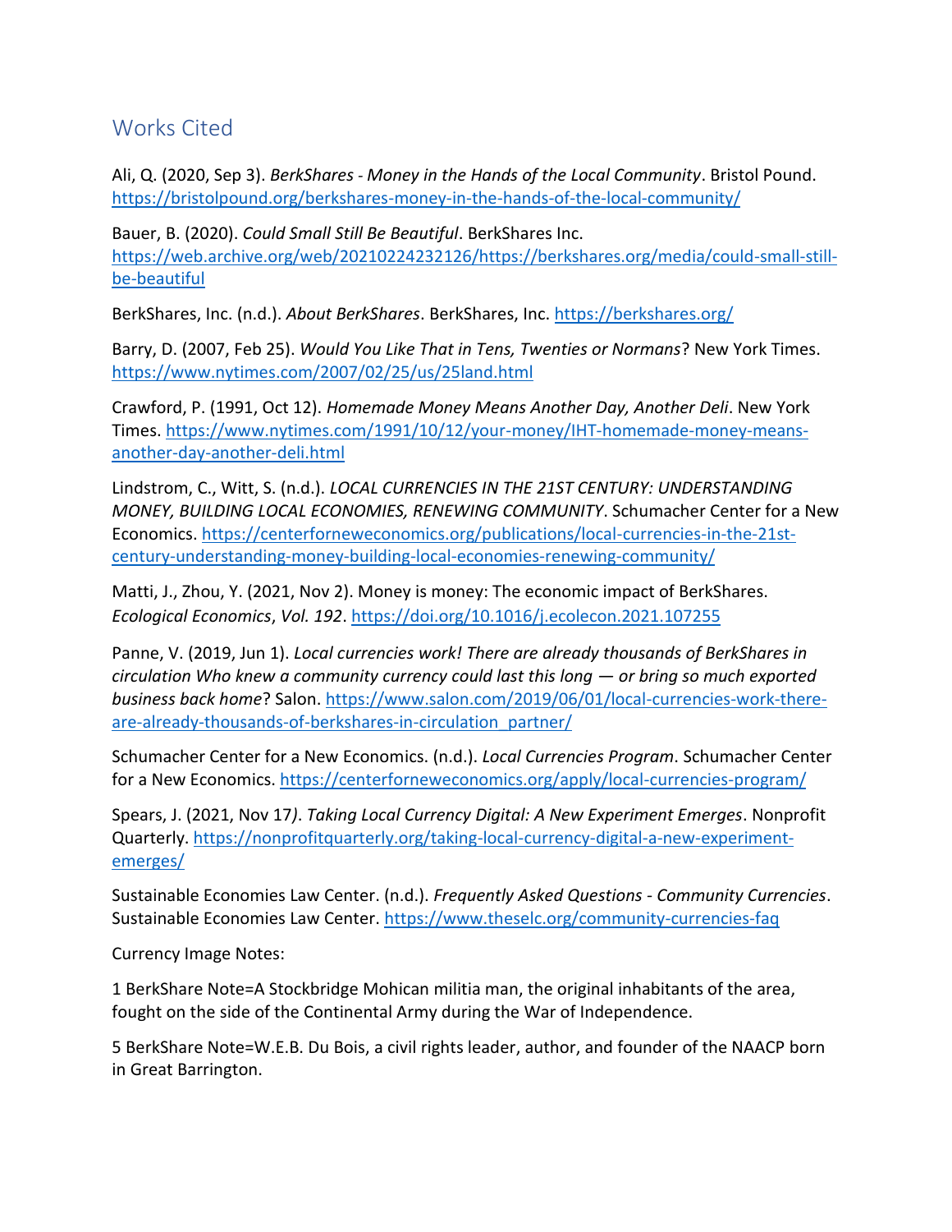## Works Cited

Ali, Q. (2020, Sep 3). *BerkShares - Money in the Hands of the Local Community*. Bristol Pound. https://bristolpound.org/berkshares-money-in-the-hands-of-the-local-community/

Bauer, B. (2020). *Could Small Still Be Beautiful*. BerkShares Inc. https://web.archive.org/web/20210224232126/https://berkshares.org/media/could-small-still-be-beautiful

BerkShares, Inc. (n.d.). *About BerkShares*. BerkShares, Inc. https://berkshares.org/

Barry, D. (2007, Feb 25). *Would You Like That in Tens, Twenties or Normans*? New York Times. https://www.nytimes.com/2007/02/25/us/25land.html

Crawford, P. (1991, Oct 12). *Homemade Money Means Another Day, Another Deli*. New York Times. https://www.nytimes.com/1991/10/12/your-money/IHT-homemade-money-means-another-day-another-deli.html

Lindstrom, C., Witt, S. (n.d.). *LOCAL CURRENCIES IN THE 21ST CENTURY: UNDERSTANDING MONEY, BUILDING LOCAL ECONOMIES, RENEWING COMMUNITY*. Schumacher Center for a New Economics. https://centerforneweconomics.org/publications/local-currencies-in-the-21st-century-understanding-money-building-local-economies-renewing-community/

Matti, J., Zhou, Y. (2021, Nov 2). Money is money: The economic impact of BerkShares. *Ecological Economics*, *Vol. 192*. https://doi.org/10.1016/j.ecolecon.2021.107255

Panne, V. (2019, Jun 1). *Local currencies work! There are already thousands of BerkShares in circulation Who knew a community currency could last this long — or bring so much exported business back home*? Salon. https://www.salon.com/2019/06/01/local-currencies-work-there-are-already-thousands-of-berkshares-in-circulation_partner/

Schumacher Center for a New Economics. (n.d.). *Local Currencies Program*. Schumacher Center for a New Economics. https://centerforneweconomics.org/apply/local-currencies-program/

Spears, J. (2021, Nov 17*)*. *Taking Local Currency Digital: A New Experiment Emerges*. Nonprofit Quarterly. https://nonprofitquarterly.org/taking-local-currency-digital-a-new-experiment-emerges/

Sustainable Economies Law Center. (n.d.). *Frequently Asked Questions - Community Currencies*. Sustainable Economies Law Center. https://www.theselc.org/community-currencies-faq

Currency Image Notes:

1 BerkShare Note=A Stockbridge Mohican militia man, the original inhabitants of the area, fought on the side of the Continental Army during the War of Independence.

5 BerkShare Note=W.E.B. Du Bois, a civil rights leader, author, and founder of the NAACP born in Great Barrington.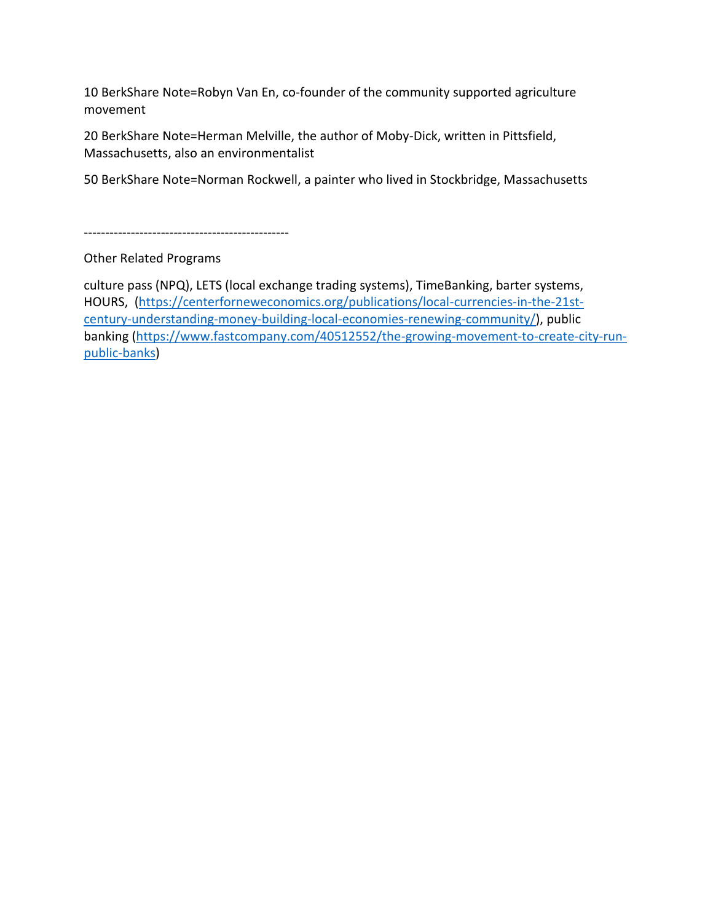10 BerkShare Note=Robyn Van En, co-founder of the community supported agriculture movement

20 BerkShare Note=Herman Melville, the author of Moby-Dick, written in Pittsfield, Massachusetts, also an environmentalist

50 BerkShare Note=Norman Rockwell, a painter who lived in Stockbridge, Massachusetts

------------------------------------------------

Other Related Programs

culture pass (NPQ), LETS (local exchange trading systems), TimeBanking, barter systems, HOURS, (https://centerforneweconomics.org/publications/local-currencies-in-the-21st-century-understanding-money-building-local-economies-renewing-community/), public banking (https://www.fastcompany.com/40512552/the-growing-movement-to-create-city-run-public-banks)